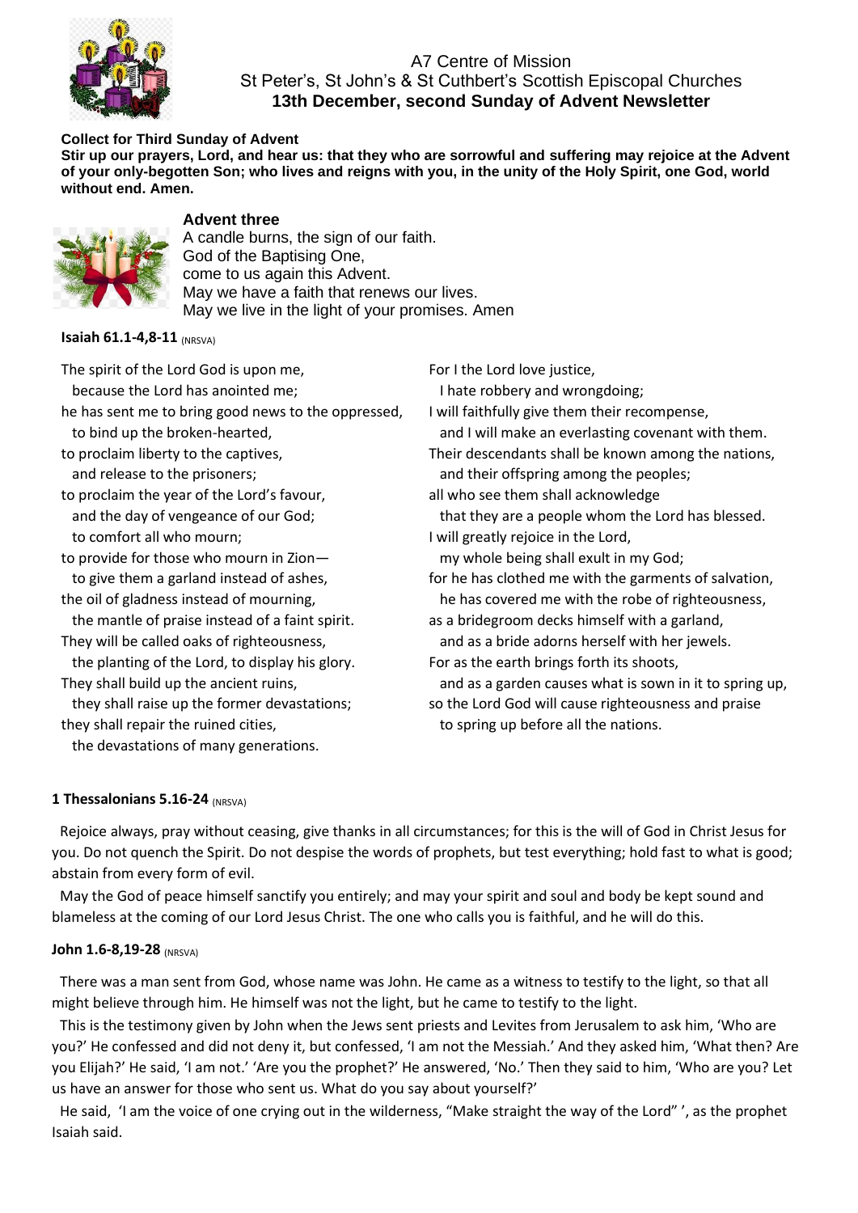# A7 Centre of Mission
## St Peter's, St John's & St Cuthbert's Scottish Episcopal Churches
## 13th December, second Sunday of Advent Newsletter

**Collect for Third Sunday of Advent**

**Stir up our prayers, Lord, and hear us: that they who are sorrowful and suffering may rejoice at the Advent of your only-begotten Son; who lives and reigns with you, in the unity of the Holy Spirit, one God, world without end. Amen.**

**Advent three**

A candle burns, the sign of our faith.
God of the Baptising One,
come to us again this Advent.
May we have a faith that renews our lives.
May we live in the light of your promises. Amen

**Isaiah 61.1-4,8-11** (NRSVA)

The spirit of the Lord God is upon me,
  because the Lord has anointed me;
he has sent me to bring good news to the oppressed,
  to bind up the broken-hearted,
to proclaim liberty to the captives,
  and release to the prisoners;
to proclaim the year of the Lord's favour,
  and the day of vengeance of our God;
  to comfort all who mourn;
to provide for those who mourn in Zion—
  to give them a garland instead of ashes,
the oil of gladness instead of mourning,
  the mantle of praise instead of a faint spirit.
They will be called oaks of righteousness,
  the planting of the Lord, to display his glory.
They shall build up the ancient ruins,
  they shall raise up the former devastations;
they shall repair the ruined cities,
  the devastations of many generations.

For I the Lord love justice,
  I hate robbery and wrongdoing;
I will faithfully give them their recompense,
  and I will make an everlasting covenant with them.
Their descendants shall be known among the nations,
  and their offspring among the peoples;
all who see them shall acknowledge
  that they are a people whom the Lord has blessed.
I will greatly rejoice in the Lord,
  my whole being shall exult in my God;
for he has clothed me with the garments of salvation,
  he has covered me with the robe of righteousness,
as a bridegroom decks himself with a garland,
  and as a bride adorns herself with her jewels.
For as the earth brings forth its shoots,
  and as a garden causes what is sown in it to spring up,
so the Lord God will cause righteousness and praise
  to spring up before all the nations.

**1 Thessalonians 5.16-24** (NRSVA)

Rejoice always, pray without ceasing, give thanks in all circumstances; for this is the will of God in Christ Jesus for you. Do not quench the Spirit. Do not despise the words of prophets, but test everything; hold fast to what is good; abstain from every form of evil.

May the God of peace himself sanctify you entirely; and may your spirit and soul and body be kept sound and blameless at the coming of our Lord Jesus Christ. The one who calls you is faithful, and he will do this.

**John 1.6-8,19-28** (NRSVA)

There was a man sent from God, whose name was John. He came as a witness to testify to the light, so that all might believe through him. He himself was not the light, but he came to testify to the light.

This is the testimony given by John when the Jews sent priests and Levites from Jerusalem to ask him, 'Who are you?' He confessed and did not deny it, but confessed, 'I am not the Messiah.' And they asked him, 'What then? Are you Elijah?' He said, 'I am not.' 'Are you the prophet?' He answered, 'No.' Then they said to him, 'Who are you? Let us have an answer for those who sent us. What do you say about yourself?'

He said, 'I am the voice of one crying out in the wilderness, "Make straight the way of the Lord" ', as the prophet Isaiah said.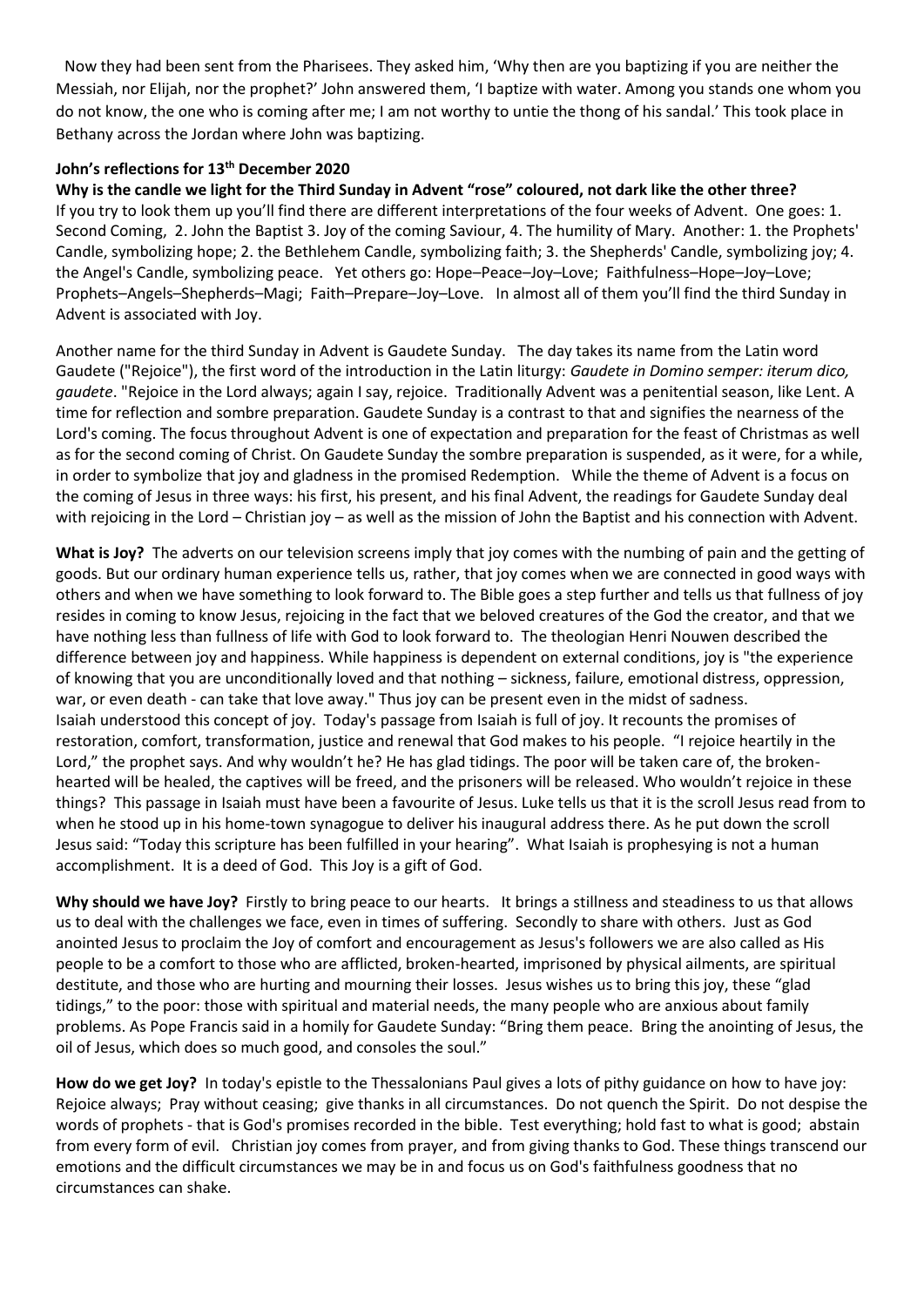Now they had been sent from the Pharisees. They asked him, 'Why then are you baptizing if you are neither the Messiah, nor Elijah, nor the prophet?' John answered them, 'I baptize with water. Among you stands one whom you do not know, the one who is coming after me; I am not worthy to untie the thong of his sandal.' This took place in Bethany across the Jordan where John was baptizing.

### John's reflections for 13th December 2020

**Why is the candle we light for the Third Sunday in Advent "rose" coloured, not dark like the other three?** If you try to look them up you'll find there are different interpretations of the four weeks of Advent. One goes: 1. Second Coming, 2. John the Baptist 3. Joy of the coming Saviour, 4. The humility of Mary. Another: 1. the Prophets' Candle, symbolizing hope; 2. the Bethlehem Candle, symbolizing faith; 3. the Shepherds' Candle, symbolizing joy; 4. the Angel's Candle, symbolizing peace. Yet others go: Hope–Peace–Joy–Love; Faithfulness–Hope–Joy–Love; Prophets–Angels–Shepherds–Magi; Faith–Prepare–Joy–Love. In almost all of them you'll find the third Sunday in Advent is associated with Joy.

Another name for the third Sunday in Advent is Gaudete Sunday. The day takes its name from the Latin word Gaudete ("Rejoice"), the first word of the introduction in the Latin liturgy: *Gaudete in Domino semper: iterum dico, gaudete*. "Rejoice in the Lord always; again I say, rejoice. Traditionally Advent was a penitential season, like Lent. A time for reflection and sombre preparation. Gaudete Sunday is a contrast to that and signifies the nearness of the Lord's coming. The focus throughout Advent is one of expectation and preparation for the feast of Christmas as well as for the second coming of Christ. On Gaudete Sunday the sombre preparation is suspended, as it were, for a while, in order to symbolize that joy and gladness in the promised Redemption. While the theme of Advent is a focus on the coming of Jesus in three ways: his first, his present, and his final Advent, the readings for Gaudete Sunday deal with rejoicing in the Lord – Christian joy – as well as the mission of John the Baptist and his connection with Advent.

**What is Joy?** The adverts on our television screens imply that joy comes with the numbing of pain and the getting of goods. But our ordinary human experience tells us, rather, that joy comes when we are connected in good ways with others and when we have something to look forward to. The Bible goes a step further and tells us that fullness of joy resides in coming to know Jesus, rejoicing in the fact that we beloved creatures of the God the creator, and that we have nothing less than fullness of life with God to look forward to. The theologian Henri Nouwen described the difference between joy and happiness. While happiness is dependent on external conditions, joy is "the experience of knowing that you are unconditionally loved and that nothing – sickness, failure, emotional distress, oppression, war, or even death - can take that love away." Thus joy can be present even in the midst of sadness.
Isaiah understood this concept of joy. Today's passage from Isaiah is full of joy. It recounts the promises of restoration, comfort, transformation, justice and renewal that God makes to his people. "I rejoice heartily in the Lord," the prophet says. And why wouldn't he? He has glad tidings. The poor will be taken care of, the broken-hearted will be healed, the captives will be freed, and the prisoners will be released. Who wouldn't rejoice in these things? This passage in Isaiah must have been a favourite of Jesus. Luke tells us that it is the scroll Jesus read from to when he stood up in his home-town synagogue to deliver his inaugural address there. As he put down the scroll Jesus said: "Today this scripture has been fulfilled in your hearing". What Isaiah is prophesying is not a human accomplishment. It is a deed of God. This Joy is a gift of God.

**Why should we have Joy?** Firstly to bring peace to our hearts. It brings a stillness and steadiness to us that allows us to deal with the challenges we face, even in times of suffering. Secondly to share with others. Just as God anointed Jesus to proclaim the Joy of comfort and encouragement as Jesus's followers we are also called as His people to be a comfort to those who are afflicted, broken-hearted, imprisoned by physical ailments, are spiritual destitute, and those who are hurting and mourning their losses. Jesus wishes us to bring this joy, these "glad tidings," to the poor: those with spiritual and material needs, the many people who are anxious about family problems. As Pope Francis said in a homily for Gaudete Sunday: "Bring them peace. Bring the anointing of Jesus, the oil of Jesus, which does so much good, and consoles the soul."

**How do we get Joy?** In today's epistle to the Thessalonians Paul gives a lots of pithy guidance on how to have joy: Rejoice always; Pray without ceasing; give thanks in all circumstances. Do not quench the Spirit. Do not despise the words of prophets - that is God's promises recorded in the bible. Test everything; hold fast to what is good; abstain from every form of evil. Christian joy comes from prayer, and from giving thanks to God. These things transcend our emotions and the difficult circumstances we may be in and focus us on God's faithfulness goodness that no circumstances can shake.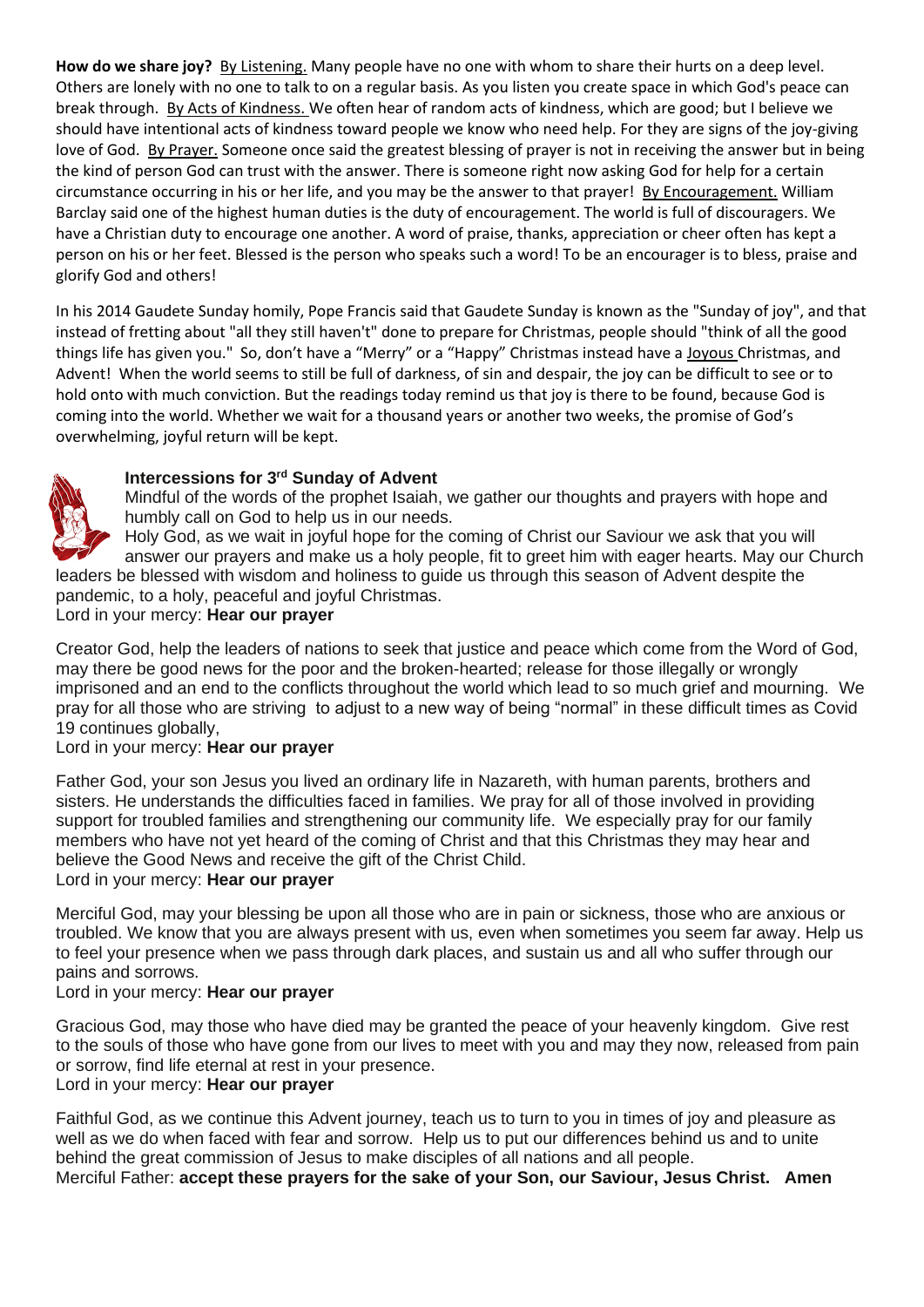**How do we share joy?** By Listening. Many people have no one with whom to share their hurts on a deep level. Others are lonely with no one to talk to on a regular basis. As you listen you create space in which God's peace can break through. By Acts of Kindness. We often hear of random acts of kindness, which are good; but I believe we should have intentional acts of kindness toward people we know who need help. For they are signs of the joy-giving love of God. By Prayer. Someone once said the greatest blessing of prayer is not in receiving the answer but in being the kind of person God can trust with the answer. There is someone right now asking God for help for a certain circumstance occurring in his or her life, and you may be the answer to that prayer! By Encouragement. William Barclay said one of the highest human duties is the duty of encouragement. The world is full of discouragers. We have a Christian duty to encourage one another. A word of praise, thanks, appreciation or cheer often has kept a person on his or her feet. Blessed is the person who speaks such a word! To be an encourager is to bless, praise and glorify God and others!

In his 2014 Gaudete Sunday homily, Pope Francis said that Gaudete Sunday is known as the "Sunday of joy", and that instead of fretting about "all they still haven't" done to prepare for Christmas, people should "think of all the good things life has given you." So, don't have a "Merry" or a "Happy" Christmas instead have a Joyous Christmas, and Advent! When the world seems to still be full of darkness, of sin and despair, the joy can be difficult to see or to hold onto with much conviction. But the readings today remind us that joy is there to be found, because God is coming into the world. Whether we wait for a thousand years or another two weeks, the promise of God's overwhelming, joyful return will be kept.

### Intercessions for 3rd Sunday of Advent

Mindful of the words of the prophet Isaiah, we gather our thoughts and prayers with hope and humbly call on God to help us in our needs.

Holy God, as we wait in joyful hope for the coming of Christ our Saviour we ask that you will answer our prayers and make us a holy people, fit to greet him with eager hearts. May our Church leaders be blessed with wisdom and holiness to guide us through this season of Advent despite the pandemic, to a holy, peaceful and joyful Christmas.
Lord in your mercy: **Hear our prayer**

Creator God, help the leaders of nations to seek that justice and peace which come from the Word of God, may there be good news for the poor and the broken-hearted; release for those illegally or wrongly imprisoned and an end to the conflicts throughout the world which lead to so much grief and mourning. We pray for all those who are striving to adjust to a new way of being "normal" in these difficult times as Covid 19 continues globally,
Lord in your mercy: **Hear our prayer**

Father God, your son Jesus you lived an ordinary life in Nazareth, with human parents, brothers and sisters. He understands the difficulties faced in families. We pray for all of those involved in providing support for troubled families and strengthening our community life. We especially pray for our family members who have not yet heard of the coming of Christ and that this Christmas they may hear and believe the Good News and receive the gift of the Christ Child.
Lord in your mercy: **Hear our prayer**

Merciful God, may your blessing be upon all those who are in pain or sickness, those who are anxious or troubled. We know that you are always present with us, even when sometimes you seem far away. Help us to feel your presence when we pass through dark places, and sustain us and all who suffer through our pains and sorrows.
Lord in your mercy: **Hear our prayer**

Gracious God, may those who have died may be granted the peace of your heavenly kingdom. Give rest to the souls of those who have gone from our lives to meet with you and may they now, released from pain or sorrow, find life eternal at rest in your presence.
Lord in your mercy: **Hear our prayer**

Faithful God, as we continue this Advent journey, teach us to turn to you in times of joy and pleasure as well as we do when faced with fear and sorrow. Help us to put our differences behind us and to unite behind the great commission of Jesus to make disciples of all nations and all people.
Merciful Father: **accept these prayers for the sake of your Son, our Saviour, Jesus Christ. Amen**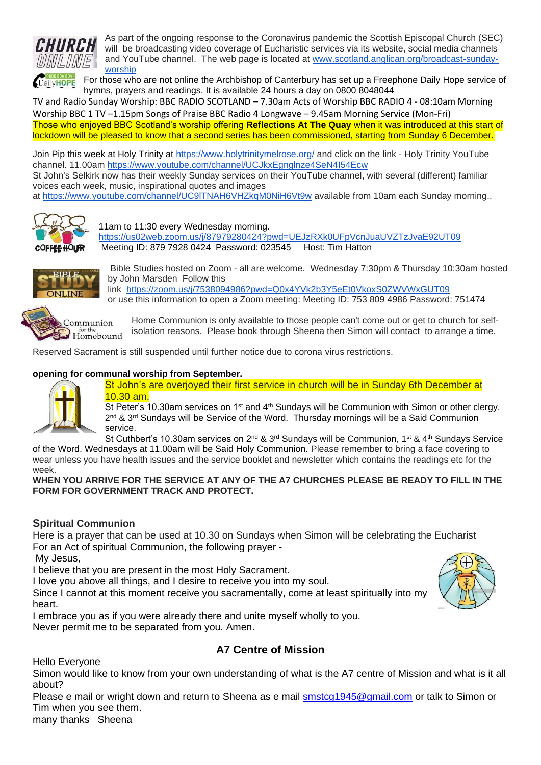As part of the ongoing response to the Coronavirus pandemic the Scottish Episcopal Church (SEC) will be broadcasting video coverage of Eucharistic services via its website, social media channels and YouTube channel. The web page is located at www.scotland.anglican.org/broadcast-sunday-worship

For those who are not online the Archbishop of Canterbury has set up a Freephone Daily Hope service of hymns, prayers and readings. It is available 24 hours a day on 0800 8048044

TV and Radio Sunday Worship: BBC RADIO SCOTLAND – 7.30am Acts of Worship BBC RADIO 4 - 08:10am Morning Worship BBC 1 TV –1.15pm Songs of Praise BBC Radio 4 Longwave – 9.45am Morning Service (Mon-Fri)

Those who enjoyed BBC Scotland's worship offering **Reflections At The Quay** when it was introduced at this start of lockdown will be pleased to know that a second series has been commissioned, starting from Sunday 6 December.

Join Pip this week at Holy Trinity at https://www.holytrinitymelrose.org/ and click on the link - Holy Trinity YouTube channel. 11.00am https://www.youtube.com/channel/UCJkxEgnglnze4SeN4I54Ecw

St John's Selkirk now has their weekly Sunday services on their YouTube channel, with several (different) familiar voices each week, music, inspirational quotes and images at https://www.youtube.com/channel/UC9lTNAH6VHZkqM0NiH6Vt9w available from 10am each Sunday morning..

11am to 11:30 every Wednesday morning.
https://us02web.zoom.us/j/87979280424?pwd=UEJzRXk0UFpVcnJuaUVZTzJvaE92UT09
Meeting ID: 879 7928 0424 Password: 023545 Host: Tim Hatton

Bible Studies hosted on Zoom - all are welcome. Wednesday 7:30pm & Thursday 10:30am hosted by John Marsden Follow this link https://zoom.us/j/7538094986?pwd=Q0x4YVk2b3Y5eEt0VkoxS0ZWVWxGUT09 or use this information to open a Zoom meeting: Meeting ID: 753 809 4986 Password: 751474

Home Communion is only available to those people can't come out or get to church for self-isolation reasons. Please book through Sheena then Simon will contact to arrange a time.

Reserved Sacrament is still suspended until further notice due to corona virus restrictions.

**opening for communal worship from September.**

St John's are overjoyed their first service in church will be in Sunday 6th December at 10.30 am.

St Peter's 10.30am services on 1st and 4th Sundays will be Communion with Simon or other clergy. 2nd & 3rd Sundays will be Service of the Word. Thursday mornings will be a Said Communion service.

St Cuthbert's 10.30am services on 2nd & 3rd Sundays will be Communion, 1st & 4th Sundays Service of the Word. Wednesdays at 11.00am will be Said Holy Communion. Please remember to bring a face covering to wear unless you have health issues and the service booklet and newsletter which contains the readings etc for the week.

**WHEN YOU ARRIVE FOR THE SERVICE AT ANY OF THE A7 CHURCHES PLEASE BE READY TO FILL IN THE FORM FOR GOVERNMENT TRACK AND PROTECT.**

## Spiritual Communion

Here is a prayer that can be used at 10.30 on Sundays when Simon will be celebrating the Eucharist
For an Act of spiritual Communion, the following prayer -

My Jesus,
I believe that you are present in the most Holy Sacrament.
I love you above all things, and I desire to receive you into my soul.
Since I cannot at this moment receive you sacramentally, come at least spiritually into my heart.
I embrace you as if you were already there and unite myself wholly to you.
Never permit me to be separated from you. Amen.

## A7 Centre of Mission

Hello Everyone

Simon would like to know from your own understanding of what is the A7 centre of Mission and what is it all about?

Please e mail or wright down and return to Sheena as e mail smstcg1945@gmail.com or talk to Simon or Tim when you see them.

many thanks Sheena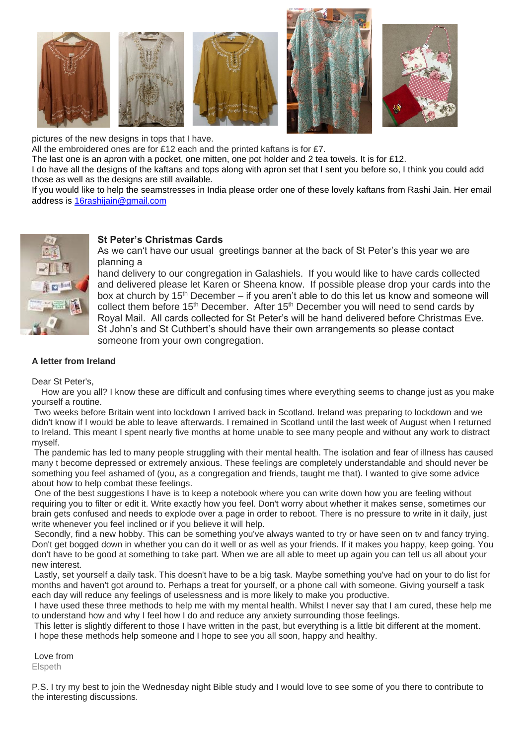pictures of the new designs in tops that I have.

All the embroidered ones are for £12 each and the printed kaftans is for £7.

The last one is an apron with a pocket, one mitten, one pot holder and 2 tea towels. It is for £12.

I do have all the designs of the kaftans and tops along with apron set that I sent you before so, I think you could add those as well as the designs are still available.

If you would like to help the seamstresses in India please order one of these lovely kaftans from Rashi Jain. Her email address is [16rashijain@gmail.com](mailto:16rashijain@gmail.com)

### St Peter's Christmas Cards

As we can't have our usual greetings banner at the back of St Peter's this year we are planning a hand delivery to our congregation in Galashiels. If you would like to have cards collected and delivered please let Karen or Sheena know. If possible please drop your cards into the box at church by 15th December – if you aren't able to do this let us know and someone will collect them before 15th December. After 15th December you will need to send cards by Royal Mail. All cards collected for St Peter's will be hand delivered before Christmas Eve. St John's and St Cuthbert's should have their own arrangements so please contact someone from your own congregation.

### A letter from Ireland

Dear St Peter's,

How are you all? I know these are difficult and confusing times where everything seems to change just as you make yourself a routine.

Two weeks before Britain went into lockdown I arrived back in Scotland. Ireland was preparing to lockdown and we didn't know if I would be able to leave afterwards. I remained in Scotland until the last week of August when I returned to Ireland. This meant I spent nearly five months at home unable to see many people and without any work to distract myself.

The pandemic has led to many people struggling with their mental health. The isolation and fear of illness has caused many t become depressed or extremely anxious. These feelings are completely understandable and should never be something you feel ashamed of (you, as a congregation and friends, taught me that). I wanted to give some advice about how to help combat these feelings.

One of the best suggestions I have is to keep a notebook where you can write down how you are feeling without requiring you to filter or edit it. Write exactly how you feel. Don't worry about whether it makes sense, sometimes our brain gets confused and needs to explode over a page in order to reboot. There is no pressure to write in it daily, just write whenever you feel inclined or if you believe it will help.

Secondly, find a new hobby. This can be something you've always wanted to try or have seen on tv and fancy trying. Don't get bogged down in whether you can do it well or as well as your friends. If it makes you happy, keep going. You don't have to be good at something to take part. When we are all able to meet up again you can tell us all about your new interest.

Lastly, set yourself a daily task. This doesn't have to be a big task. Maybe something you've had on your to do list for months and haven't got around to. Perhaps a treat for yourself, or a phone call with someone. Giving yourself a task each day will reduce any feelings of uselessness and is more likely to make you productive.

I have used these three methods to help me with my mental health. Whilst I never say that I am cured, these help me to understand how and why I feel how I do and reduce any anxiety surrounding those feelings.

This letter is slightly different to those I have written in the past, but everything is a little bit different at the moment.

I hope these methods help someone and I hope to see you all soon, happy and healthy.

Love from
Elspeth

P.S. I try my best to join the Wednesday night Bible study and I would love to see some of you there to contribute to the interesting discussions.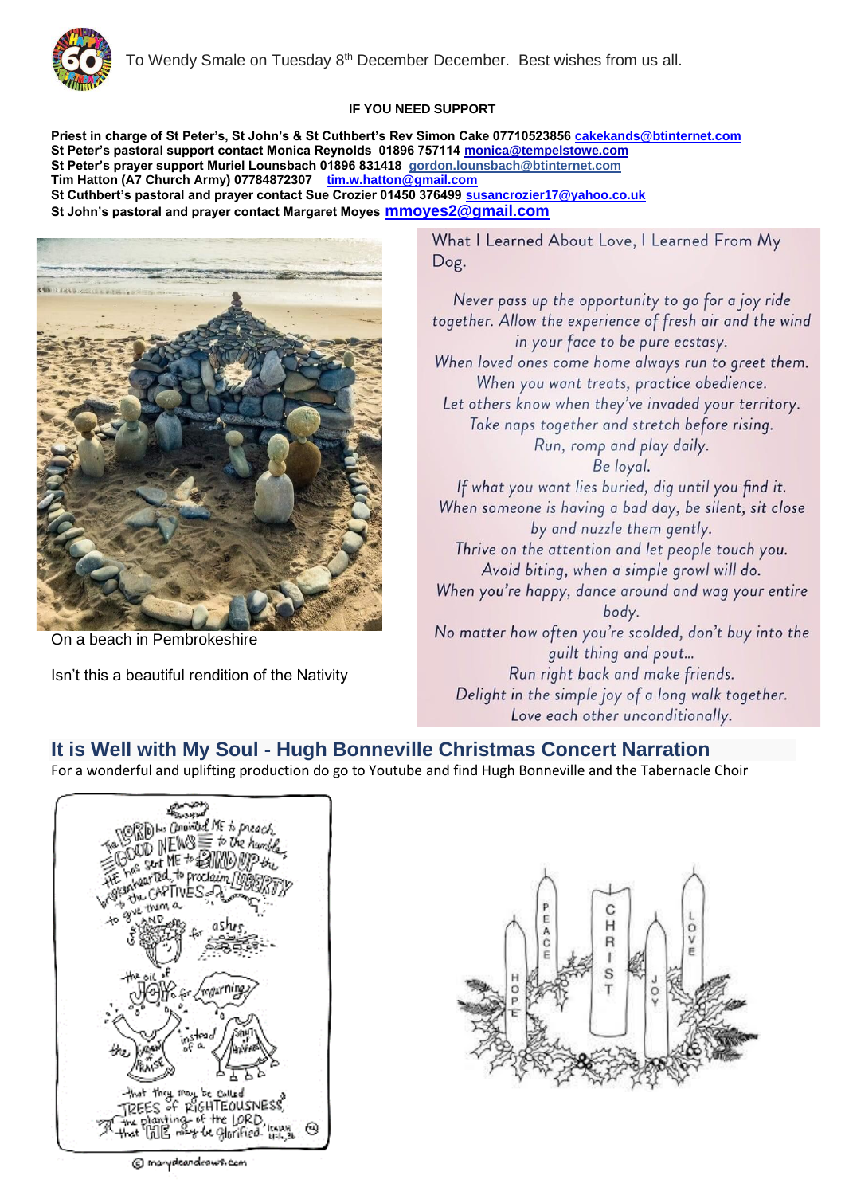To Wendy Smale on Tuesday 8th December December. Best wishes from us all.

**IF YOU NEED SUPPORT**

**Priest in charge of St Peter's, St John's & St Cuthbert's Rev Simon Cake 07710523856 cakekands@btinternet.com**
**St Peter's pastoral support contact Monica Reynolds 01896 757114 monica@tempelstowe.com**
**St Peter's prayer support Muriel Lounsbach 01896 831418 gordon.lounsbach@btinternet.com**
**Tim Hatton (A7 Church Army) 07784872307 tim.w.hatton@gmail.com**
**St Cuthbert's pastoral and prayer contact Sue Crozier 01450 376499 susancrozier17@yahoo.co.uk**
**St John's pastoral and prayer contact Margaret Moyes mmoyes2@gmail.com**

On a beach in Pembrokeshire

Isn't this a beautiful rendition of the Nativity

What I Learned About Love, I Learned From My Dog.

*Never pass up the opportunity to go for a joy ride together. Allow the experience of fresh air and the wind in your face to be pure ecstasy.*
*When loved ones come home always run to greet them.*
*When you want treats, practice obedience.*
*Let others know when they've invaded your territory.*
*Take naps together and stretch before rising.*
*Run, romp and play daily.*
*Be loyal.*
*If what you want lies buried, dig until you find it.*
*When someone is having a bad day, be silent, sit close by and nuzzle them gently.*
*Thrive on the attention and let people touch you.*
*Avoid biting, when a simple growl will do.*
*When you're happy, dance around and wag your entire body.*
*No matter how often you're scolded, don't buy into the guilt thing and pout...*
*Run right back and make friends.*
*Delight in the simple joy of a long walk together.*
*Love each other unconditionally.*

## It is Well with My Soul - Hugh Bonneville Christmas Concert Narration

For a wonderful and uplifting production do go to Youtube and find Hugh Bonneville and the Tabernacle Choir

© marydeandraws.com